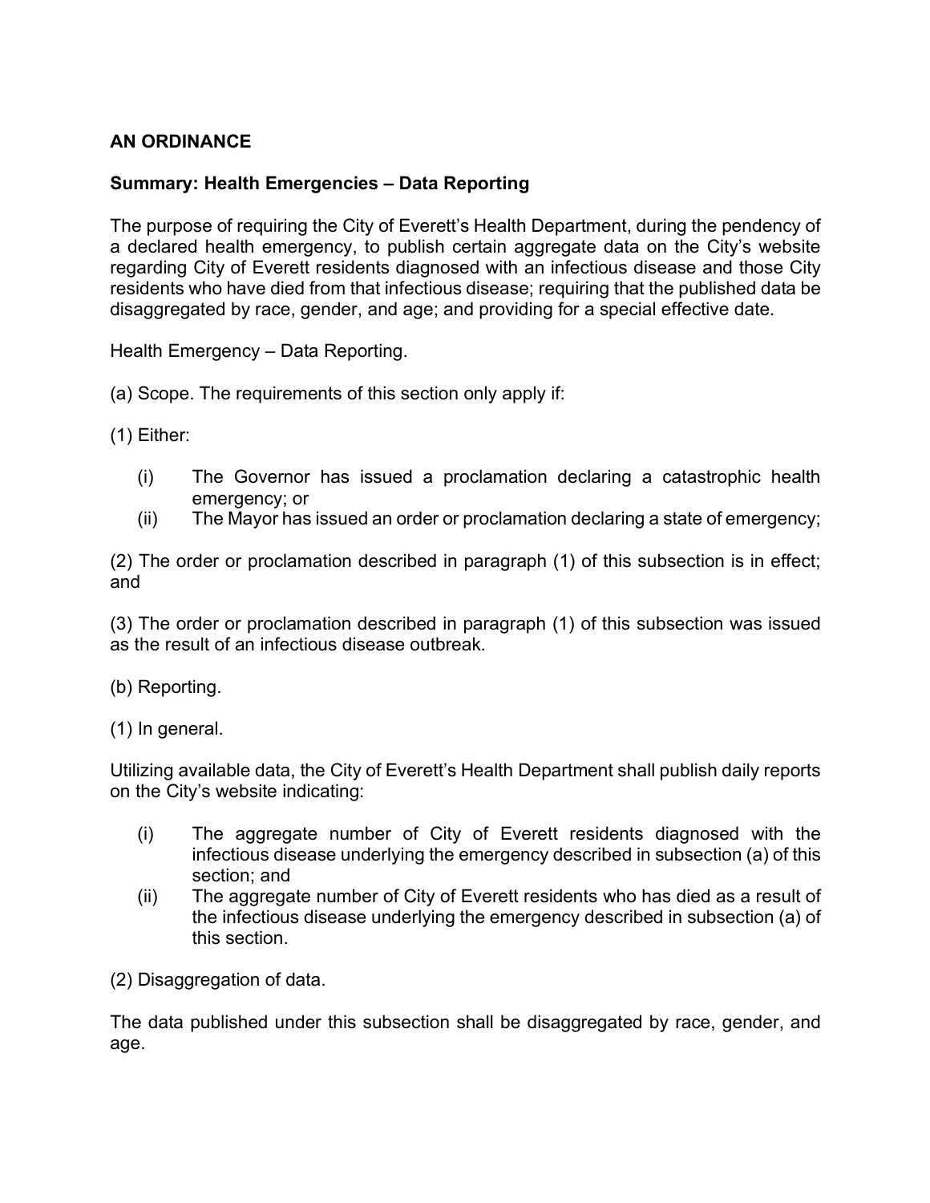**AN ORDINANCE**

**Summary: Health Emergencies – Data Reporting**

The purpose of requiring the City of Everett's Health Department, during the pendency of a declared health emergency, to publish certain aggregate data on the City's website regarding City of Everett residents diagnosed with an infectious disease and those City residents who have died from that infectious disease; requiring that the published data be disaggregated by race, gender, and age; and providing for a special effective date.

Health Emergency – Data Reporting.

(a) Scope. The requirements of this section only apply if:

(1) Either:

- (i) The Governor has issued a proclamation declaring a catastrophic health emergency; or
- (ii) The Mayor has issued an order or proclamation declaring a state of emergency;

(2) The order or proclamation described in paragraph (1) of this subsection is in effect; and

(3) The order or proclamation described in paragraph (1) of this subsection was issued as the result of an infectious disease outbreak.

(b) Reporting.

(1) In general.

Utilizing available data, the City of Everett's Health Department shall publish daily reports on the City's website indicating:

- (i) The aggregate number of City of Everett residents diagnosed with the infectious disease underlying the emergency described in subsection (a) of this section; and
- (ii) The aggregate number of City of Everett residents who has died as a result of the infectious disease underlying the emergency described in subsection (a) of this section.

(2) Disaggregation of data.

The data published under this subsection shall be disaggregated by race, gender, and age.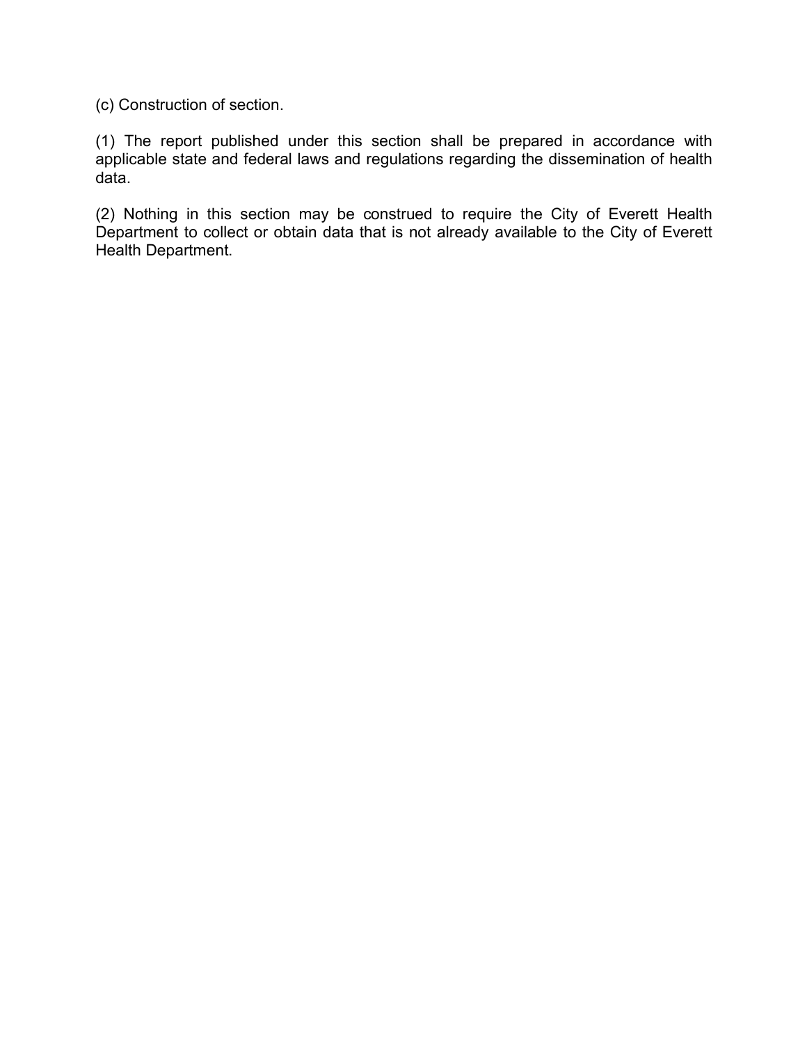(c) Construction of section.

(1) The report published under this section shall be prepared in accordance with applicable state and federal laws and regulations regarding the dissemination of health data.

(2) Nothing in this section may be construed to require the City of Everett Health Department to collect or obtain data that is not already available to the City of Everett Health Department.